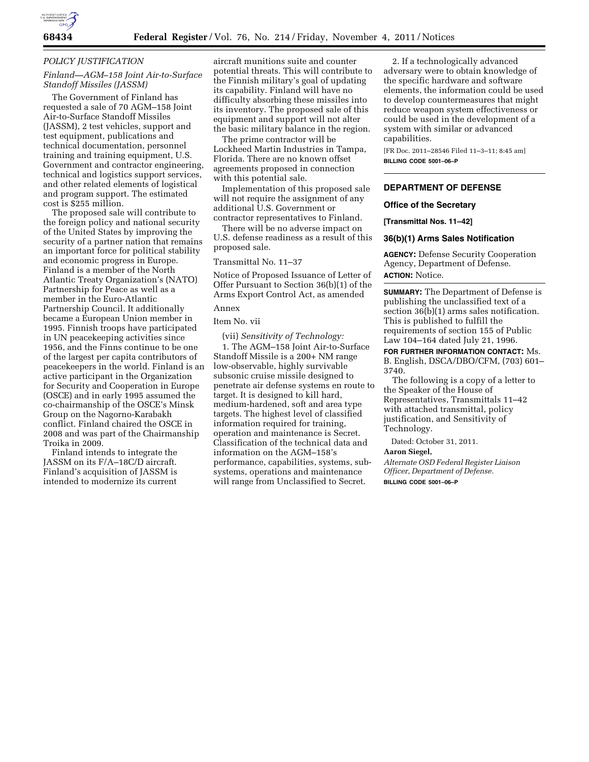*POLICY JUSTIFICATION*

*Finland—AGM–158 Joint Air-to-Surface Standoff Missiles (JASSM)*

The Government of Finland has requested a sale of 70 AGM–158 Joint Air-to-Surface Standoff Missiles (JASSM), 2 test vehicles, support and test equipment, publications and technical documentation, personnel training and training equipment, U.S. Government and contractor engineering, technical and logistics support services, and other related elements of logistical and program support. The estimated cost is $255 million.

The proposed sale will contribute to the foreign policy and national security of the United States by improving the security of a partner nation that remains an important force for political stability and economic progress in Europe. Finland is a member of the North Atlantic Treaty Organization's (NATO) Partnership for Peace as well as a member in the Euro-Atlantic Partnership Council. It additionally became a European Union member in 1995. Finnish troops have participated in UN peacekeeping activities since 1956, and the Finns continue to be one of the largest per capita contributors of peacekeepers in the world. Finland is an active participant in the Organization for Security and Cooperation in Europe (OSCE) and in early 1995 assumed the co-chairmanship of the OSCE's Minsk Group on the Nagorno-Karabakh conflict. Finland chaired the OSCE in 2008 and was part of the Chairmanship Troika in 2009.

Finland intends to integrate the JASSM on its F/A–18C/D aircraft. Finland's acquisition of JASSM is intended to modernize its current aircraft munitions suite and counter potential threats. This will contribute to the Finnish military's goal of updating its capability. Finland will have no difficulty absorbing these missiles into its inventory. The proposed sale of this equipment and support will not alter the basic military balance in the region.

The prime contractor will be Lockheed Martin Industries in Tampa, Florida. There are no known offset agreements proposed in connection with this potential sale.

Implementation of this proposed sale will not require the assignment of any additional U.S. Government or contractor representatives to Finland.

There will be no adverse impact on U.S. defense readiness as a result of this proposed sale.

Transmittal No. 11–37

Notice of Proposed Issuance of Letter of Offer Pursuant to Section 36(b)(1) of the Arms Export Control Act, as amended

Annex

Item No. vii

(vii) *Sensitivity of Technology:*

1. The AGM–158 Joint Air-to-Surface Standoff Missile is a 200+ NM range low-observable, highly survivable subsonic cruise missile designed to penetrate air defense systems en route to target. It is designed to kill hard, medium-hardened, soft and area type targets. The highest level of classified information required for training, operation and maintenance is Secret. Classification of the technical data and information on the AGM–158's performance, capabilities, systems, sub-systems, operations and maintenance will range from Unclassified to Secret.

2. If a technologically advanced adversary were to obtain knowledge of the specific hardware and software elements, the information could be used to develop countermeasures that might reduce weapon system effectiveness or could be used in the development of a system with similar or advanced capabilities.

[FR Doc. 2011–28546 Filed 11–3–11; 8:45 am]

**BILLING CODE 5001–06–P**

## DEPARTMENT OF DEFENSE

### Office of the Secretary

**[Transmittal Nos. 11–42]**

### 36(b)(1) Arms Sales Notification

**AGENCY:** Defense Security Cooperation Agency, Department of Defense.

**ACTION:** Notice.

**SUMMARY:** The Department of Defense is publishing the unclassified text of a section 36(b)(1) arms sales notification. This is published to fulfill the requirements of section 155 of Public Law 104–164 dated July 21, 1996.

**FOR FURTHER INFORMATION CONTACT:** Ms. B. English, DSCA/DBO/CFM, (703) 601–3740.

The following is a copy of a letter to the Speaker of the House of Representatives, Transmittals 11–42 with attached transmittal, policy justification, and Sensitivity of Technology.

Dated: October 31, 2011.

**Aaron Siegel,**

*Alternate OSD Federal Register Liaison Officer, Department of Defense.*

**BILLING CODE 5001–06–P**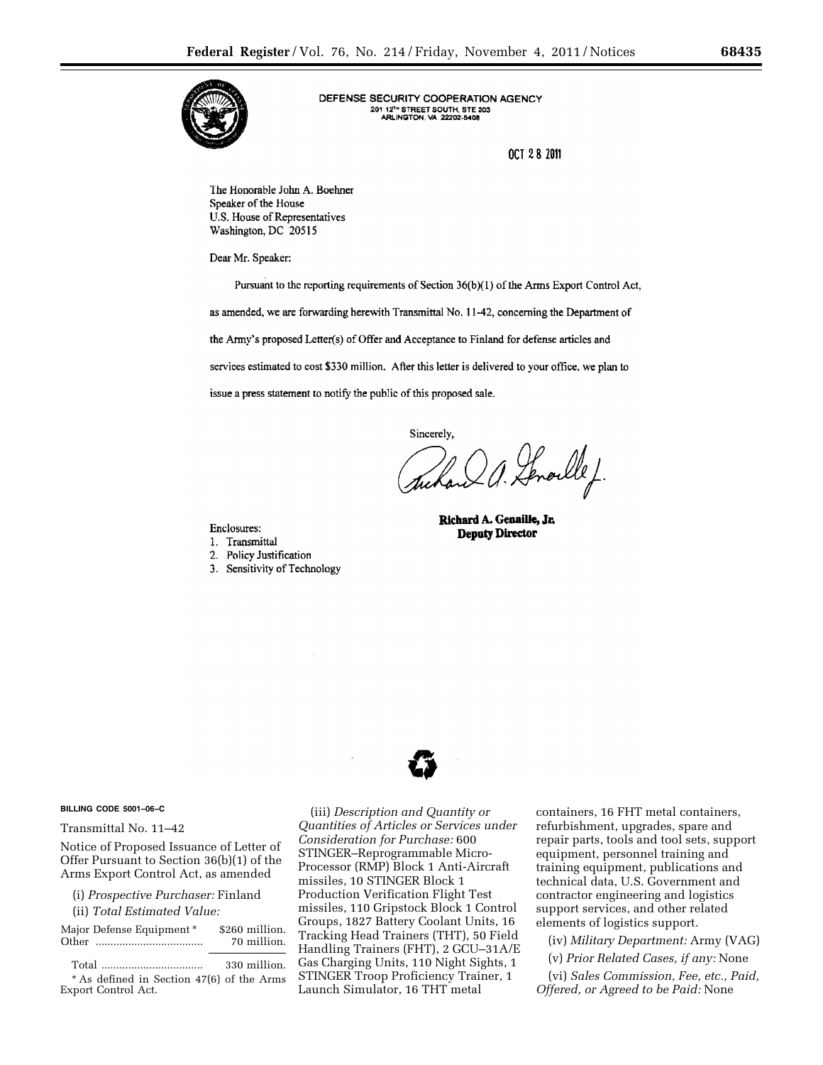DEFENSE SECURITY COOPERATION AGENCY
201 12TH STREET SOUTH, STE 203
ARLINGTON, VA 22202-5408

OCT 28 2011

The Honorable John A. Boehner
Speaker of the House
U.S. House of Representatives
Washington, DC 20515

Dear Mr. Speaker:

Pursuant to the reporting requirements of Section 36(b)(1) of the Arms Export Control Act, as amended, we are forwarding herewith Transmittal No. 11-42, concerning the Department of the Army's proposed Letter(s) of Offer and Acceptance to Finland for defense articles and services estimated to cost $330 million. After this letter is delivered to your office, we plan to issue a press statement to notify the public of this proposed sale.

Sincerely,

**Richard A. Genaille, Jr.**
**Deputy Director**

Enclosures:
1. Transmittal
2. Policy Justification
3. Sensitivity of Technology

BILLING CODE 5001–06–C

Transmittal No. 11–42

Notice of Proposed Issuance of Letter of Offer Pursuant to Section 36(b)(1) of the Arms Export Control Act, as amended

(i) *Prospective Purchaser:* Finland

(ii) *Total Estimated Value:*

| | |
|---|---|
| Major Defense Equipment * | $260 million. |
| Other | 70 million. |
| Total | 330 million. |

\* As defined in Section 47(6) of the Arms Export Control Act.

(iii) *Description and Quantity or Quantities of Articles or Services under Consideration for Purchase:* 600 STINGER–Reprogrammable Micro-Processor (RMP) Block 1 Anti-Aircraft missiles, 10 STINGER Block 1 Production Verification Flight Test missiles, 110 Gripstock Block 1 Control Groups, 1827 Battery Coolant Units, 16 Tracking Head Trainers (THT), 50 Field Handling Trainers (FHT), 2 GCU–31A/E Gas Charging Units, 110 Night Sights, 1 STINGER Troop Proficiency Trainer, 1 Launch Simulator, 16 THT metal containers, 16 FHT metal containers, refurbishment, upgrades, spare and repair parts, tools and tool sets, support equipment, personnel training and training equipment, publications and technical data, U.S. Government and contractor engineering and logistics support services, and other related elements of logistics support.

(iv) *Military Department:* Army (VAG)

(v) *Prior Related Cases, if any:* None

(vi) *Sales Commission, Fee, etc., Paid, Offered, or Agreed to be Paid:* None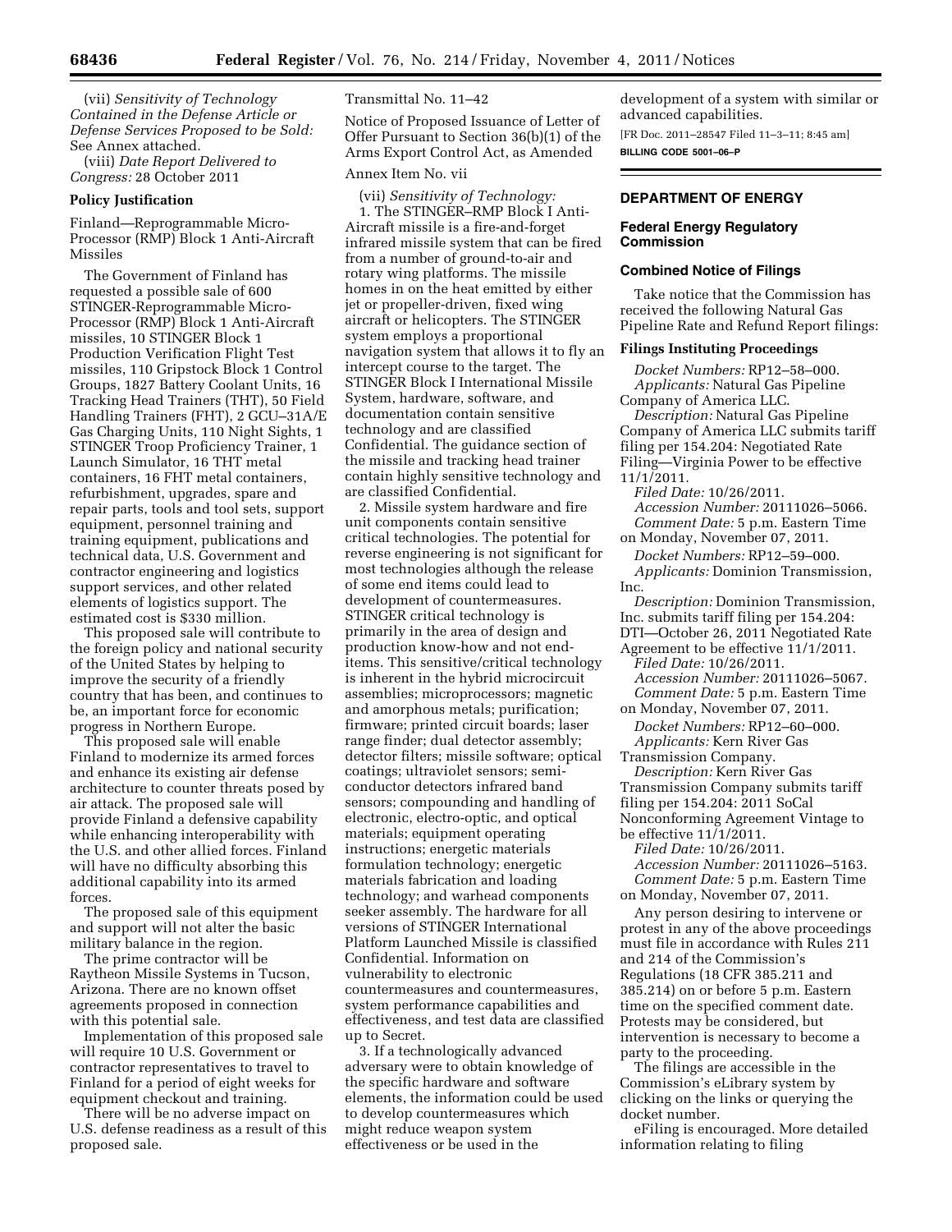(vii) *Sensitivity of Technology Contained in the Defense Article or Defense Services Proposed to be Sold:* See Annex attached.

(viii) *Date Report Delivered to Congress:* 28 October 2011

**Policy Justification**

Finland—Reprogrammable Micro-Processor (RMP) Block 1 Anti-Aircraft Missiles

The Government of Finland has requested a possible sale of 600 STINGER-Reprogrammable Micro-Processor (RMP) Block 1 Anti-Aircraft missiles, 10 STINGER Block 1 Production Verification Flight Test missiles, 110 Gripstock Block 1 Control Groups, 1827 Battery Coolant Units, 16 Tracking Head Trainers (THT), 50 Field Handling Trainers (FHT), 2 GCU–31A/E Gas Charging Units, 110 Night Sights, 1 STINGER Troop Proficiency Trainer, 1 Launch Simulator, 16 THT metal containers, 16 FHT metal containers, refurbishment, upgrades, spare and repair parts, tools and tool sets, support equipment, personnel training and training equipment, publications and technical data, U.S. Government and contractor engineering and logistics support services, and other related elements of logistics support. The estimated cost is $330 million.

This proposed sale will contribute to the foreign policy and national security of the United States by helping to improve the security of a friendly country that has been, and continues to be, an important force for economic progress in Northern Europe.

This proposed sale will enable Finland to modernize its armed forces and enhance its existing air defense architecture to counter threats posed by air attack. The proposed sale will provide Finland a defensive capability while enhancing interoperability with the U.S. and other allied forces. Finland will have no difficulty absorbing this additional capability into its armed forces.

The proposed sale of this equipment and support will not alter the basic military balance in the region.

The prime contractor will be Raytheon Missile Systems in Tucson, Arizona. There are no known offset agreements proposed in connection with this potential sale.

Implementation of this proposed sale will require 10 U.S. Government or contractor representatives to travel to Finland for a period of eight weeks for equipment checkout and training.

There will be no adverse impact on U.S. defense readiness as a result of this proposed sale.

Transmittal No. 11–42

Notice of Proposed Issuance of Letter of Offer Pursuant to Section 36(b)(1) of the Arms Export Control Act, as Amended

Annex Item No. vii

(vii) *Sensitivity of Technology:*

1. The STINGER–RMP Block I Anti-Aircraft missile is a fire-and-forget infrared missile system that can be fired from a number of ground-to-air and rotary wing platforms. The missile homes in on the heat emitted by either jet or propeller-driven, fixed wing aircraft or helicopters. The STINGER system employs a proportional navigation system that allows it to fly an intercept course to the target. The STINGER Block I International Missile System, hardware, software, and documentation contain sensitive technology and are classified Confidential. The guidance section of the missile and tracking head trainer contain highly sensitive technology and are classified Confidential.

2. Missile system hardware and fire unit components contain sensitive critical technologies. The potential for reverse engineering is not significant for most technologies although the release of some end items could lead to development of countermeasures. STINGER critical technology is primarily in the area of design and production know-how and not end-items. This sensitive/critical technology is inherent in the hybrid microcircuit assemblies; microprocessors; magnetic and amorphous metals; purification; firmware; printed circuit boards; laser range finder; dual detector assembly; detector filters; missile software; optical coatings; ultraviolet sensors; semi-conductor detectors infrared band sensors; compounding and handling of electronic, electro-optic, and optical materials; equipment operating instructions; energetic materials formulation technology; energetic materials fabrication and loading technology; and warhead components seeker assembly. The hardware for all versions of STINGER International Platform Launched Missile is classified Confidential. Information on vulnerability to electronic countermeasures and countermeasures, system performance capabilities and effectiveness, and test data are classified up to Secret.

3. If a technologically advanced adversary were to obtain knowledge of the specific hardware and software elements, the information could be used to develop countermeasures which might reduce weapon system effectiveness or be used in the development of a system with similar or advanced capabilities.

[FR Doc. 2011–28547 Filed 11–3–11; 8:45 am]

**BILLING CODE 5001–06–P**

## DEPARTMENT OF ENERGY

### Federal Energy Regulatory Commission

### Combined Notice of Filings

Take notice that the Commission has received the following Natural Gas Pipeline Rate and Refund Report filings:

**Filings Instituting Proceedings**

*Docket Numbers:* RP12–58–000.
*Applicants:* Natural Gas Pipeline Company of America LLC.
*Description:* Natural Gas Pipeline Company of America LLC submits tariff filing per 154.204: Negotiated Rate Filing—Virginia Power to be effective 11/1/2011.
*Filed Date:* 10/26/2011.
*Accession Number:* 20111026–5066.
*Comment Date:* 5 p.m. Eastern Time on Monday, November 07, 2011.

*Docket Numbers:* RP12–59–000.
*Applicants:* Dominion Transmission, Inc.
*Description:* Dominion Transmission, Inc. submits tariff filing per 154.204: DTI—October 26, 2011 Negotiated Rate Agreement to be effective 11/1/2011.
*Filed Date:* 10/26/2011.
*Accession Number:* 20111026–5067.
*Comment Date:* 5 p.m. Eastern Time on Monday, November 07, 2011.

*Docket Numbers:* RP12–60–000.
*Applicants:* Kern River Gas Transmission Company.
*Description:* Kern River Gas Transmission Company submits tariff filing per 154.204: 2011 SoCal Nonconforming Agreement Vintage to be effective 11/1/2011.
*Filed Date:* 10/26/2011.
*Accession Number:* 20111026–5163.
*Comment Date:* 5 p.m. Eastern Time on Monday, November 07, 2011.

Any person desiring to intervene or protest in any of the above proceedings must file in accordance with Rules 211 and 214 of the Commission's Regulations (18 CFR 385.211 and 385.214) on or before 5 p.m. Eastern time on the specified comment date. Protests may be considered, but intervention is necessary to become a party to the proceeding.

The filings are accessible in the Commission's eLibrary system by clicking on the links or querying the docket number.

eFiling is encouraged. More detailed information relating to filing